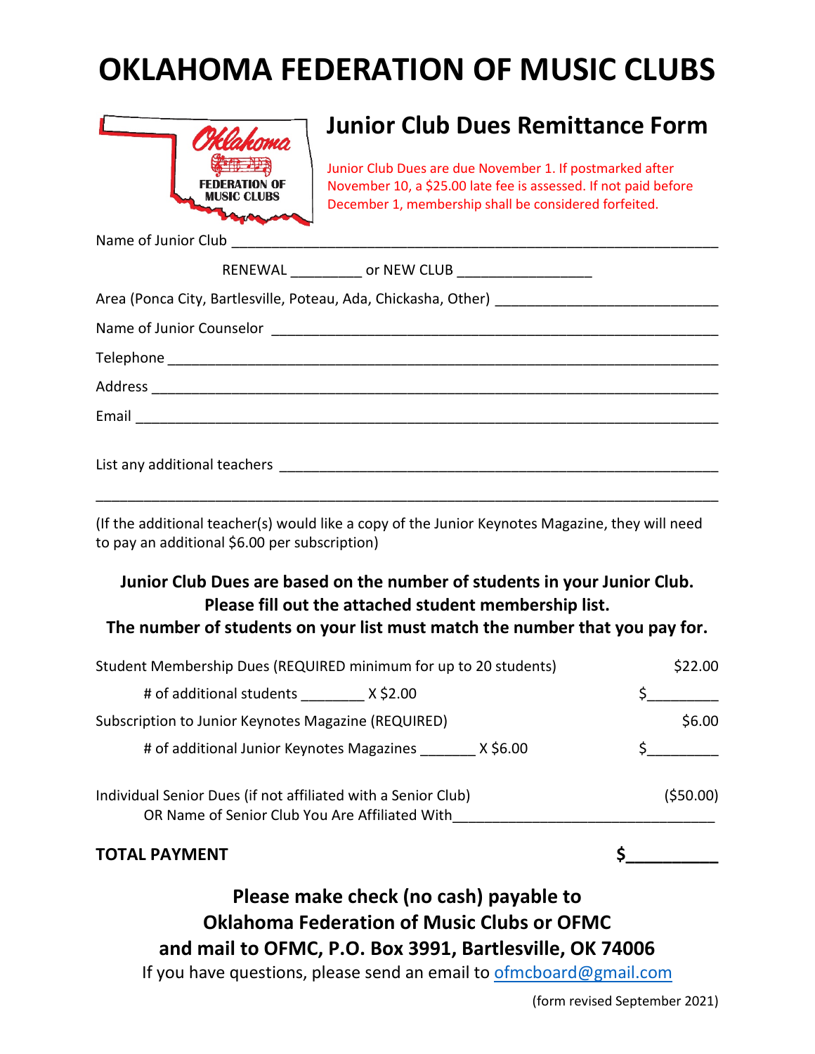# OKLAHOMA FEDERATION OF MUSIC CLUBS

## Junior Club Dues Remittance Form

Junior Club Dues are due November 1. If postmarked after November 10, a $25.00 late fee is assessed. If not paid before December 1, membership shall be considered forfeited.

Name of Junior Club ___________________________________________________________

RENEWAL _________ or NEW CLUB _________________

Area (Ponca City, Bartlesville, Poteau, Ada, Chickasha, Other) ____________________________

Name of Junior Counselor _______________________________________________________

Telephone _________________________________________________________________

Address ___________________________________________________________________

Email _____________________________________________________________________

List any additional teachers _____________________________________________________

___________________________________________________________________________

(If the additional teacher(s) would like a copy of the Junior Keynotes Magazine, they will need to pay an additional $6.00 per subscription)

**Junior Club Dues are based on the number of students in your Junior Club.**
**Please fill out the attached student membership list.**
**The number of students on your list must match the number that you pay for.**

| | |
|---|---|
| Student Membership Dues (REQUIRED minimum for up to 20 students) | $22.00 |
| # of additional students ________ X $2.00 | $_________ |
| Subscription to Junior Keynotes Magazine (REQUIRED) | $6.00 |
| # of additional Junior Keynotes Magazines _______ X $6.00 | $_________ |
| Individual Senior Dues (if not affiliated with a Senior Club) | ($50.00) |
| OR Name of Senior Club You Are Affiliated With________________________________ | |
| **TOTAL PAYMENT** | **$_________** |

**Please make check (no cash) payable to**
**Oklahoma Federation of Music Clubs or OFMC**
**and mail to OFMC, P.O. Box 3991, Bartlesville, OK 74006**

If you have questions, please send an email to ofmcboard@gmail.com

(form revised September 2021)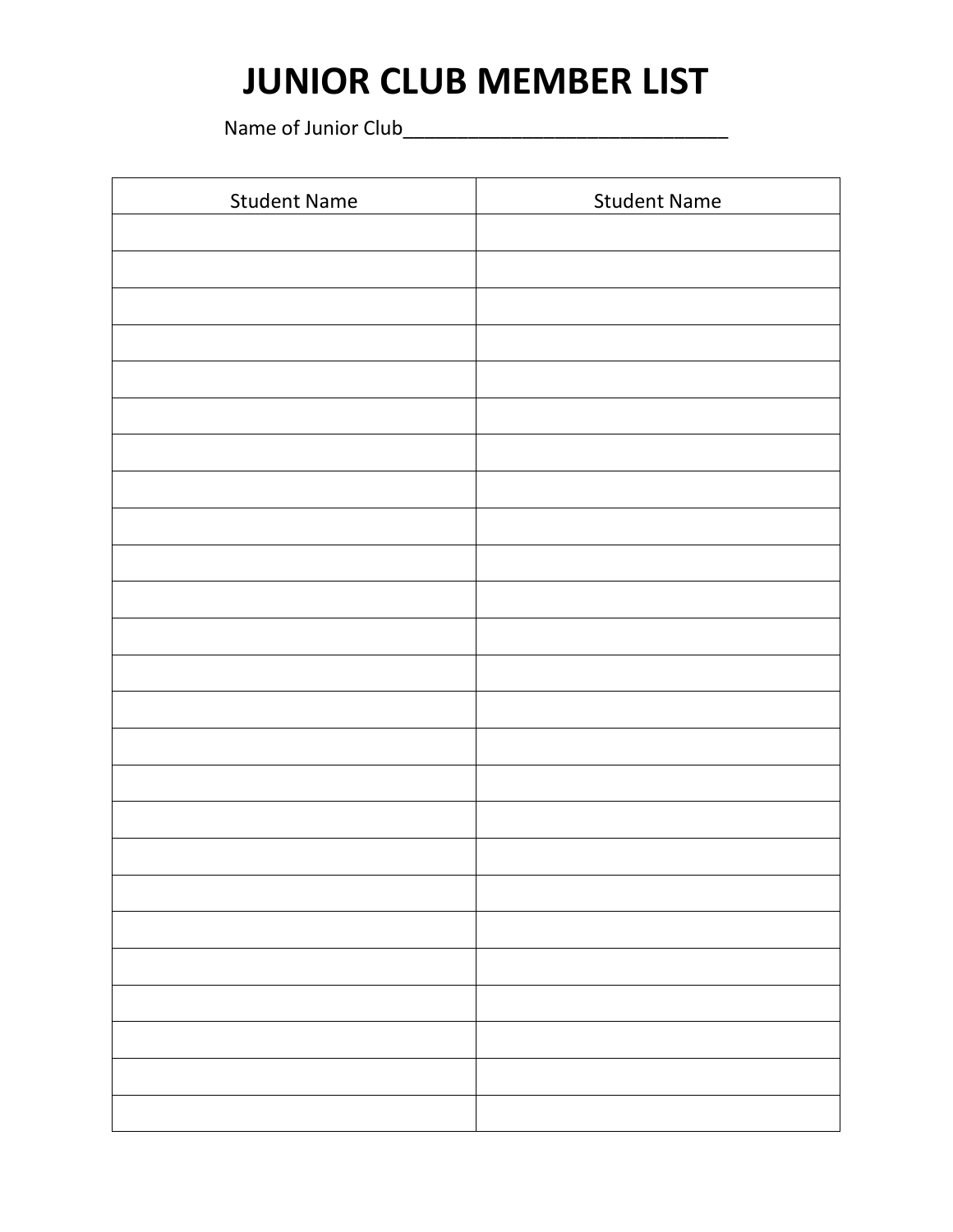# JUNIOR CLUB MEMBER LIST

Name of Junior Club_______________________________

| Student Name | Student Name |
| --- | --- |
| | |
| | |
| | |
| | |
| | |
| | |
| | |
| | |
| | |
| | |
| | |
| | |
| | |
| | |
| | |
| | |
| | |
| | |
| | |
| | |
| | |
| | |
| | |
| | |
| | |